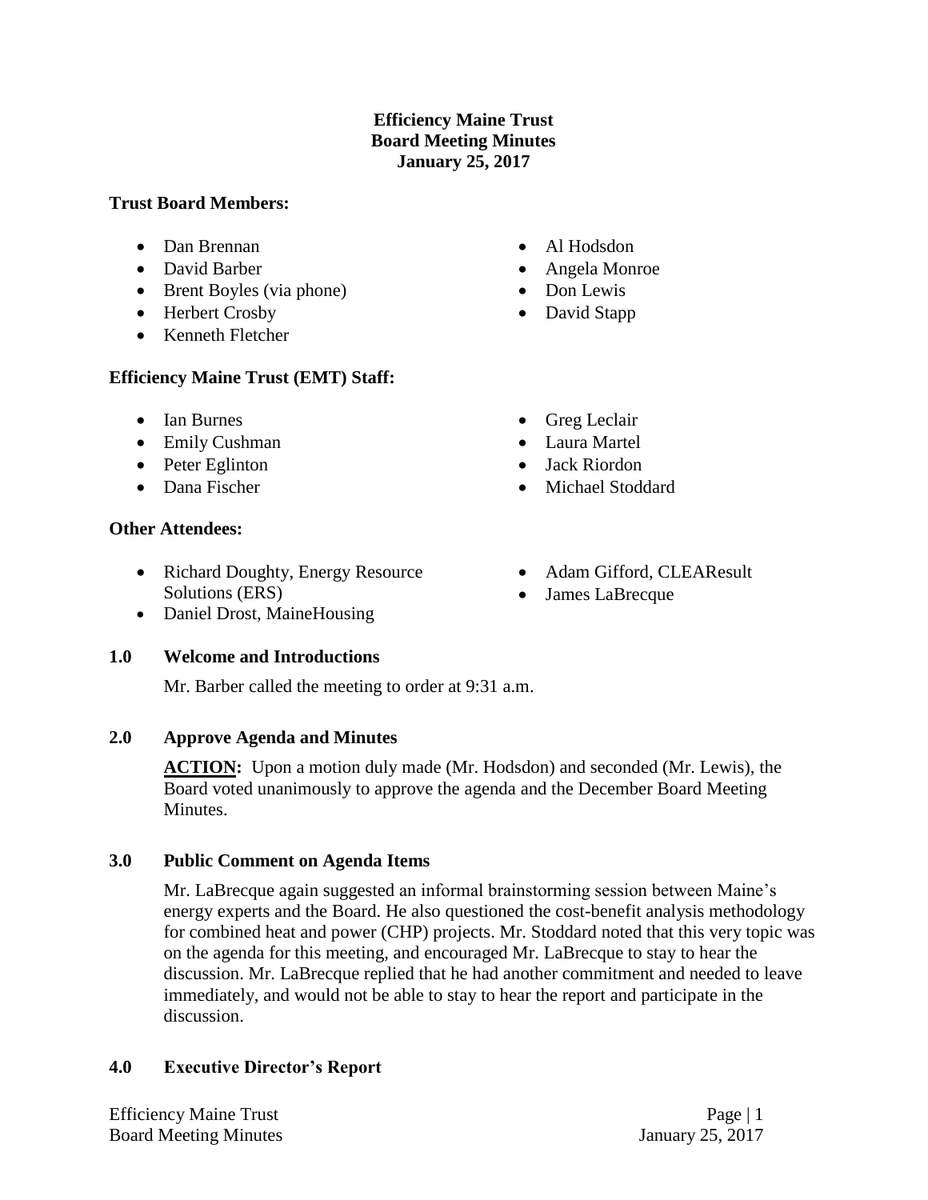# Efficiency Maine Trust
## Board Meeting Minutes
## January 25, 2017

**Trust Board Members:**

- Dan Brennan
- David Barber
- Brent Boyles (via phone)
- Herbert Crosby
- Kenneth Fletcher
- Al Hodsdon
- Angela Monroe
- Don Lewis
- David Stapp

**Efficiency Maine Trust (EMT) Staff:**

- Ian Burnes
- Emily Cushman
- Peter Eglinton
- Dana Fischer
- Greg Leclair
- Laura Martel
- Jack Riordon
- Michael Stoddard

**Other Attendees:**

- Richard Doughty, Energy Resource Solutions (ERS)
- Daniel Drost, MaineHousing
- Adam Gifford, CLEAResult
- James LaBrecque

**1.0 Welcome and Introductions**

Mr. Barber called the meeting to order at 9:31 a.m.

**2.0 Approve Agenda and Minutes**

**ACTION:** Upon a motion duly made (Mr. Hodsdon) and seconded (Mr. Lewis), the Board voted unanimously to approve the agenda and the December Board Meeting Minutes.

**3.0 Public Comment on Agenda Items**

Mr. LaBrecque again suggested an informal brainstorming session between Maine's energy experts and the Board. He also questioned the cost-benefit analysis methodology for combined heat and power (CHP) projects. Mr. Stoddard noted that this very topic was on the agenda for this meeting, and encouraged Mr. LaBrecque to stay to hear the discussion. Mr. LaBrecque replied that he had another commitment and needed to leave immediately, and would not be able to stay to hear the report and participate in the discussion.

**4.0 Executive Director's Report**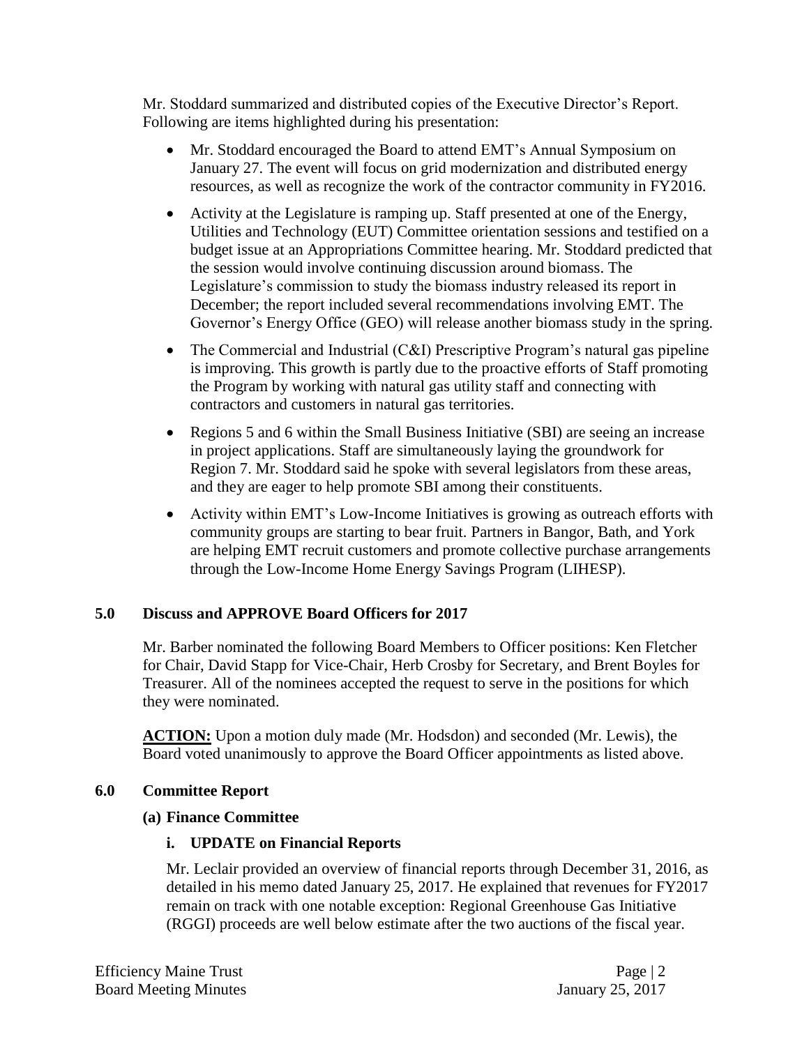Mr. Stoddard summarized and distributed copies of the Executive Director's Report. Following are items highlighted during his presentation:

- Mr. Stoddard encouraged the Board to attend EMT's Annual Symposium on January 27. The event will focus on grid modernization and distributed energy resources, as well as recognize the work of the contractor community in FY2016.
- Activity at the Legislature is ramping up. Staff presented at one of the Energy, Utilities and Technology (EUT) Committee orientation sessions and testified on a budget issue at an Appropriations Committee hearing. Mr. Stoddard predicted that the session would involve continuing discussion around biomass. The Legislature's commission to study the biomass industry released its report in December; the report included several recommendations involving EMT. The Governor's Energy Office (GEO) will release another biomass study in the spring.
- The Commercial and Industrial (C&I) Prescriptive Program's natural gas pipeline is improving. This growth is partly due to the proactive efforts of Staff promoting the Program by working with natural gas utility staff and connecting with contractors and customers in natural gas territories.
- Regions 5 and 6 within the Small Business Initiative (SBI) are seeing an increase in project applications. Staff are simultaneously laying the groundwork for Region 7. Mr. Stoddard said he spoke with several legislators from these areas, and they are eager to help promote SBI among their constituents.
- Activity within EMT's Low-Income Initiatives is growing as outreach efforts with community groups are starting to bear fruit. Partners in Bangor, Bath, and York are helping EMT recruit customers and promote collective purchase arrangements through the Low-Income Home Energy Savings Program (LIHESP).

## 5.0 Discuss and APPROVE Board Officers for 2017

Mr. Barber nominated the following Board Members to Officer positions: Ken Fletcher for Chair, David Stapp for Vice-Chair, Herb Crosby for Secretary, and Brent Boyles for Treasurer. All of the nominees accepted the request to serve in the positions for which they were nominated.

**ACTION:** Upon a motion duly made (Mr. Hodsdon) and seconded (Mr. Lewis), the Board voted unanimously to approve the Board Officer appointments as listed above.

## 6.0 Committee Report

### (a) Finance Committee

#### i. UPDATE on Financial Reports

Mr. Leclair provided an overview of financial reports through December 31, 2016, as detailed in his memo dated January 25, 2017. He explained that revenues for FY2017 remain on track with one notable exception: Regional Greenhouse Gas Initiative (RGGI) proceeds are well below estimate after the two auctions of the fiscal year.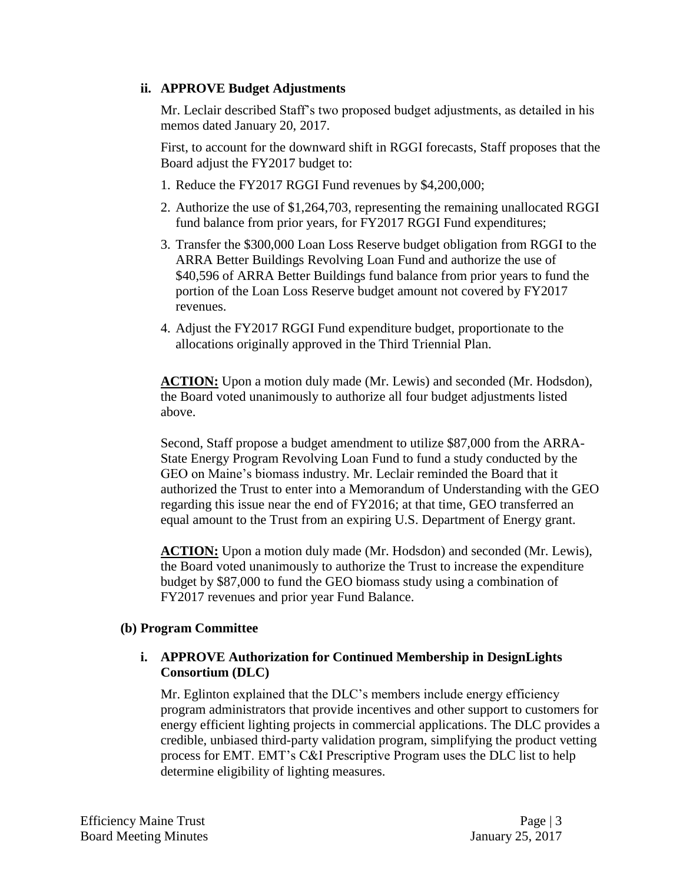### ii. APPROVE Budget Adjustments

Mr. Leclair described Staff's two proposed budget adjustments, as detailed in his memos dated January 20, 2017.

First, to account for the downward shift in RGGI forecasts, Staff proposes that the Board adjust the FY2017 budget to:

1. Reduce the FY2017 RGGI Fund revenues by $4,200,000;
2. Authorize the use of $1,264,703, representing the remaining unallocated RGGI fund balance from prior years, for FY2017 RGGI Fund expenditures;
3. Transfer the $300,000 Loan Loss Reserve budget obligation from RGGI to the ARRA Better Buildings Revolving Loan Fund and authorize the use of $40,596 of ARRA Better Buildings fund balance from prior years to fund the portion of the Loan Loss Reserve budget amount not covered by FY2017 revenues.
4. Adjust the FY2017 RGGI Fund expenditure budget, proportionate to the allocations originally approved in the Third Triennial Plan.

**ACTION:** Upon a motion duly made (Mr. Lewis) and seconded (Mr. Hodsdon), the Board voted unanimously to authorize all four budget adjustments listed above.

Second, Staff propose a budget amendment to utilize $87,000 from the ARRA-State Energy Program Revolving Loan Fund to fund a study conducted by the GEO on Maine's biomass industry. Mr. Leclair reminded the Board that it authorized the Trust to enter into a Memorandum of Understanding with the GEO regarding this issue near the end of FY2016; at that time, GEO transferred an equal amount to the Trust from an expiring U.S. Department of Energy grant.

**ACTION:** Upon a motion duly made (Mr. Hodsdon) and seconded (Mr. Lewis), the Board voted unanimously to authorize the Trust to increase the expenditure budget by $87,000 to fund the GEO biomass study using a combination of FY2017 revenues and prior year Fund Balance.

## (b) Program Committee

### i. APPROVE Authorization for Continued Membership in DesignLights Consortium (DLC)

Mr. Eglinton explained that the DLC's members include energy efficiency program administrators that provide incentives and other support to customers for energy efficient lighting projects in commercial applications. The DLC provides a credible, unbiased third-party validation program, simplifying the product vetting process for EMT. EMT's C&I Prescriptive Program uses the DLC list to help determine eligibility of lighting measures.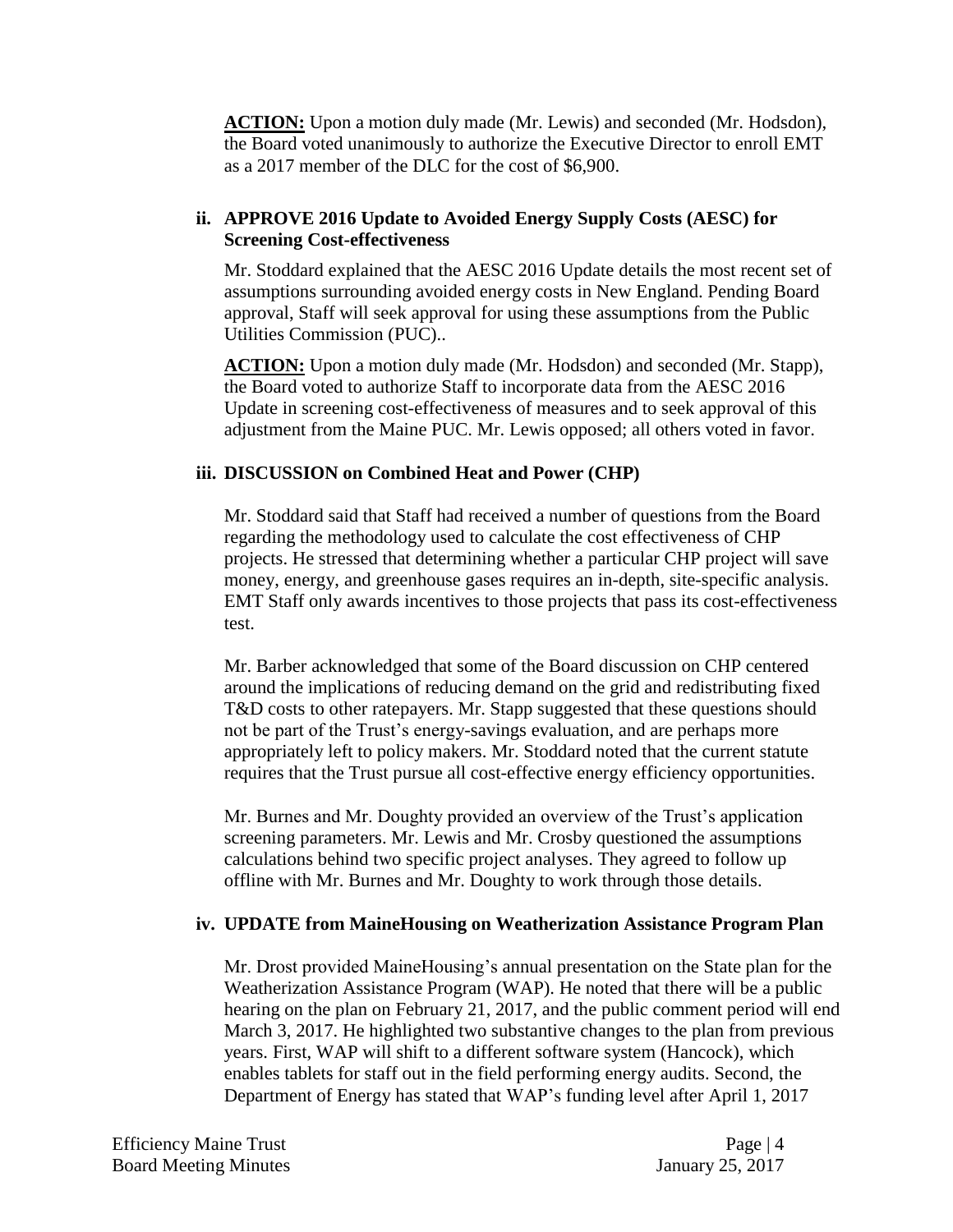**ACTION:** Upon a motion duly made (Mr. Lewis) and seconded (Mr. Hodsdon), the Board voted unanimously to authorize the Executive Director to enroll EMT as a 2017 member of the DLC for the cost of $6,900.

### ii. APPROVE 2016 Update to Avoided Energy Supply Costs (AESC) for Screening Cost-effectiveness

Mr. Stoddard explained that the AESC 2016 Update details the most recent set of assumptions surrounding avoided energy costs in New England. Pending Board approval, Staff will seek approval for using these assumptions from the Public Utilities Commission (PUC)..

**ACTION:** Upon a motion duly made (Mr. Hodsdon) and seconded (Mr. Stapp), the Board voted to authorize Staff to incorporate data from the AESC 2016 Update in screening cost-effectiveness of measures and to seek approval of this adjustment from the Maine PUC. Mr. Lewis opposed; all others voted in favor.

### iii. DISCUSSION on Combined Heat and Power (CHP)

Mr. Stoddard said that Staff had received a number of questions from the Board regarding the methodology used to calculate the cost effectiveness of CHP projects. He stressed that determining whether a particular CHP project will save money, energy, and greenhouse gases requires an in-depth, site-specific analysis. EMT Staff only awards incentives to those projects that pass its cost-effectiveness test.

Mr. Barber acknowledged that some of the Board discussion on CHP centered around the implications of reducing demand on the grid and redistributing fixed T&D costs to other ratepayers. Mr. Stapp suggested that these questions should not be part of the Trust's energy-savings evaluation, and are perhaps more appropriately left to policy makers. Mr. Stoddard noted that the current statute requires that the Trust pursue all cost-effective energy efficiency opportunities.

Mr. Burnes and Mr. Doughty provided an overview of the Trust's application screening parameters. Mr. Lewis and Mr. Crosby questioned the assumptions calculations behind two specific project analyses. They agreed to follow up offline with Mr. Burnes and Mr. Doughty to work through those details.

### iv. UPDATE from MaineHousing on Weatherization Assistance Program Plan

Mr. Drost provided MaineHousing's annual presentation on the State plan for the Weatherization Assistance Program (WAP). He noted that there will be a public hearing on the plan on February 21, 2017, and the public comment period will end March 3, 2017. He highlighted two substantive changes to the plan from previous years. First, WAP will shift to a different software system (Hancock), which enables tablets for staff out in the field performing energy audits. Second, the Department of Energy has stated that WAP's funding level after April 1, 2017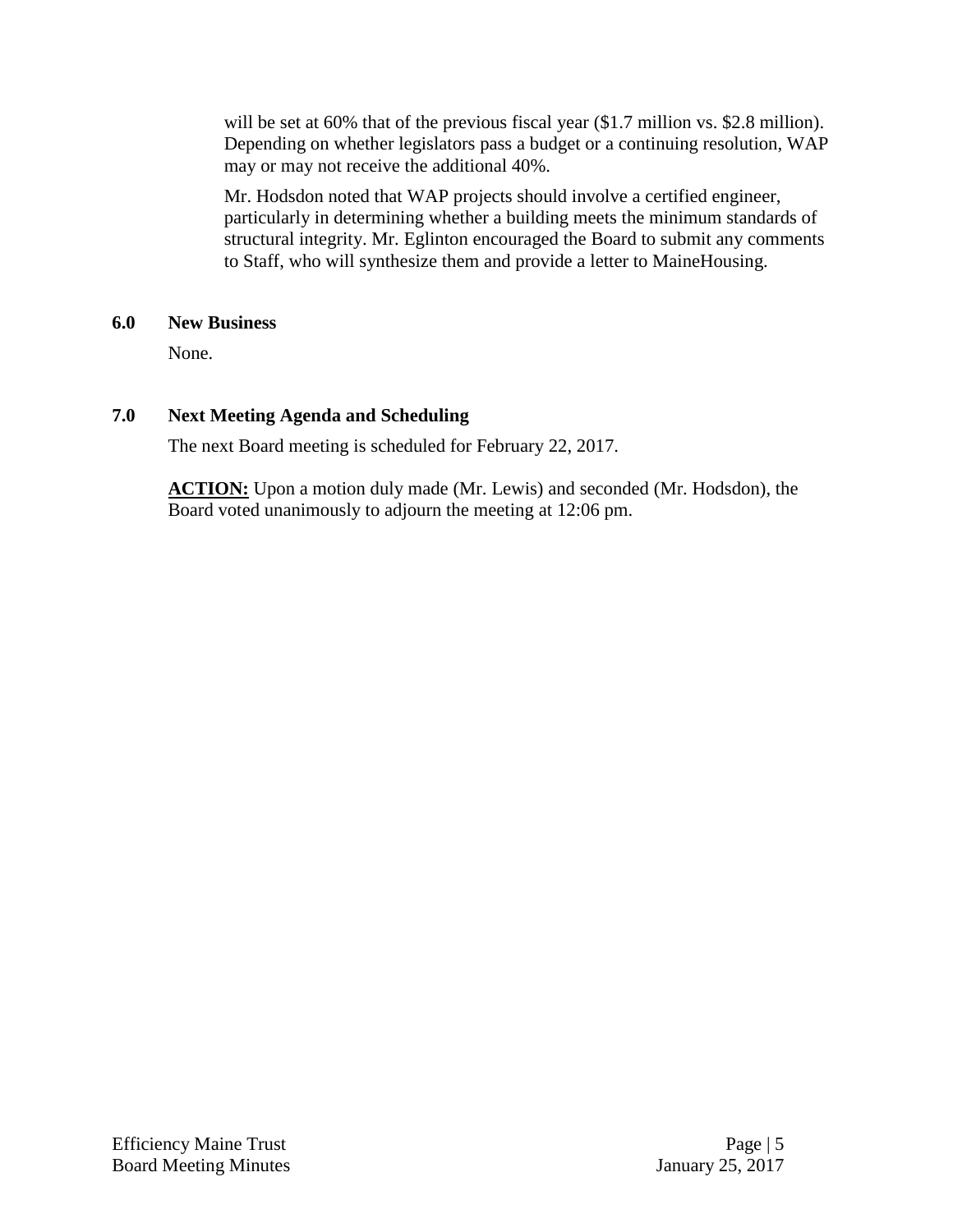will be set at 60% that of the previous fiscal year ($1.7 million vs. $2.8 million). Depending on whether legislators pass a budget or a continuing resolution, WAP may or may not receive the additional 40%.

Mr. Hodsdon noted that WAP projects should involve a certified engineer, particularly in determining whether a building meets the minimum standards of structural integrity. Mr. Eglinton encouraged the Board to submit any comments to Staff, who will synthesize them and provide a letter to MaineHousing.

## 6.0 New Business

None.

## 7.0 Next Meeting Agenda and Scheduling

The next Board meeting is scheduled for February 22, 2017.

**ACTION:** Upon a motion duly made (Mr. Lewis) and seconded (Mr. Hodsdon), the Board voted unanimously to adjourn the meeting at 12:06 pm.